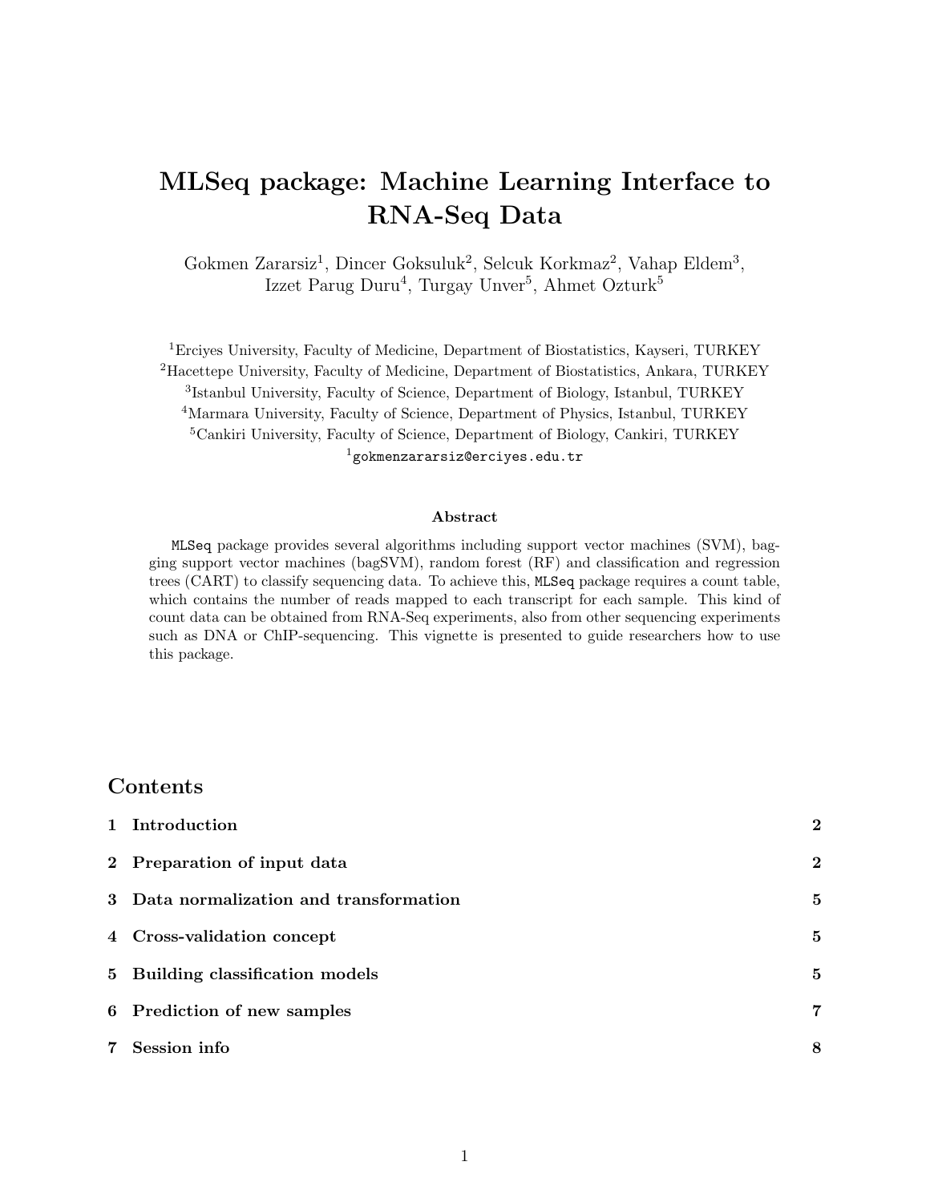# MLSeq package: Machine Learning Interface to RNA-Seq Data

Gokmen Zararsiz[1], Dincer Goksuluk[2], Selcuk Korkmaz[2], Vahap Eldem[3], Izzet Parug Duru[4], Turgay Unver[5], Ahmet Ozturk[5]

[1]Erciyes University, Faculty of Medicine, Department of Biostatistics, Kayseri, TURKEY
[2]Hacettepe University, Faculty of Medicine, Department of Biostatistics, Ankara, TURKEY
[3]Istanbul University, Faculty of Science, Department of Biology, Istanbul, TURKEY
[4]Marmara University, Faculty of Science, Department of Physics, Istanbul, TURKEY
[5]Cankiri University, Faculty of Science, Department of Biology, Cankiri, TURKEY
[1]`gokmenzararsiz@erciyes.edu.tr`

### Abstract

`MLSeq` package provides several algorithms including support vector machines (SVM), bagging support vector machines (bagSVM), random forest (RF) and classification and regression trees (CART) to classify sequencing data. To achieve this, `MLSeq` package requires a count table, which contains the number of reads mapped to each transcript for each sample. This kind of count data can be obtained from RNA-Seq experiments, also from other sequencing experiments such as DNA or ChIP-sequencing. This vignette is presented to guide researchers how to use this package.

## Contents

| | | |
|---|---|---|
| 1 | Introduction | 2 |
| 2 | Preparation of input data | 2 |
| 3 | Data normalization and transformation | 5 |
| 4 | Cross-validation concept | 5 |
| 5 | Building classification models | 5 |
| 6 | Prediction of new samples | 7 |
| 7 | Session info | 8 |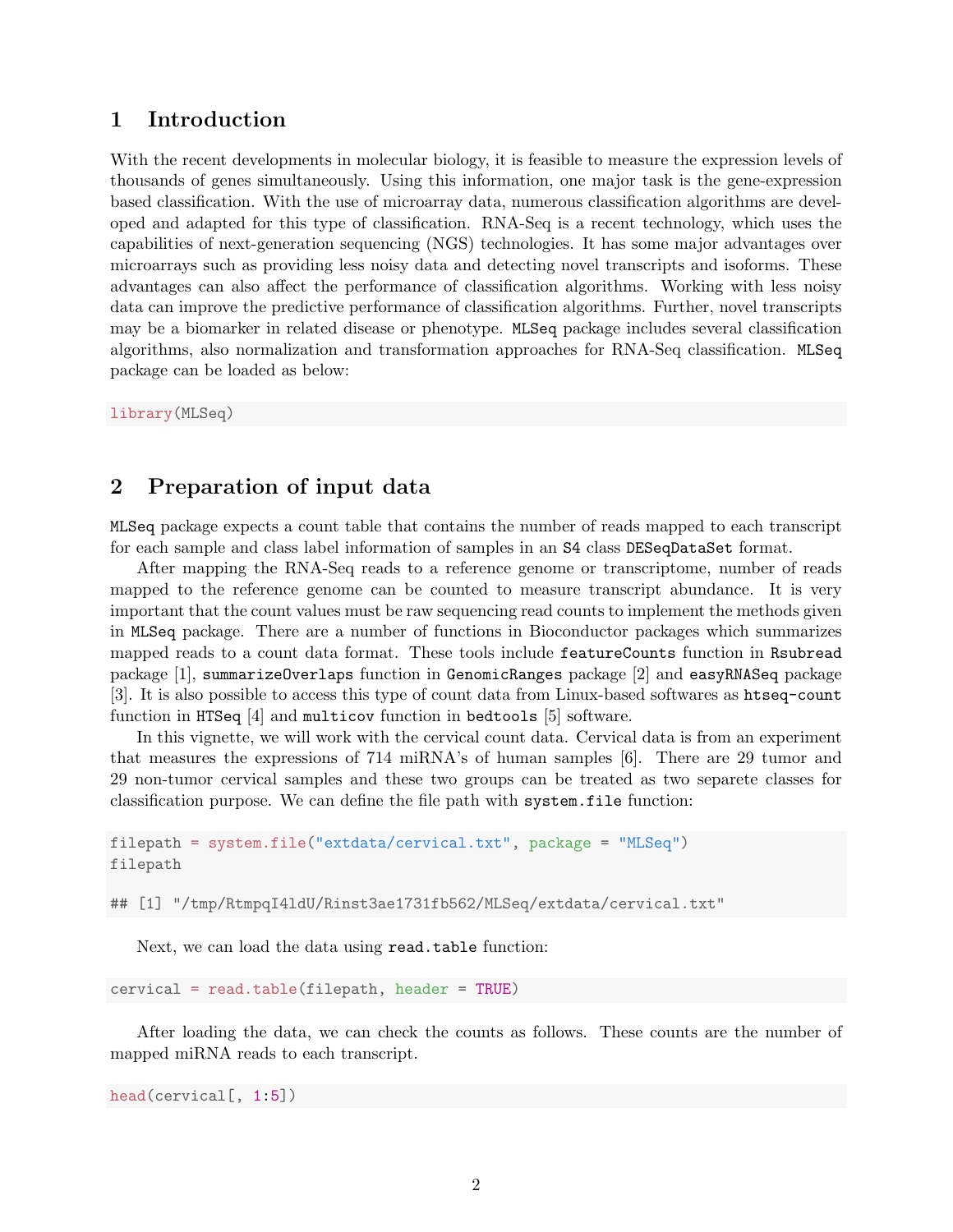# 1 Introduction

With the recent developments in molecular biology, it is feasible to measure the expression levels of thousands of genes simultaneously. Using this information, one major task is the gene-expression based classification. With the use of microarray data, numerous classification algorithms are developed and adapted for this type of classification. RNA-Seq is a recent technology, which uses the capabilities of next-generation sequencing (NGS) technologies. It has some major advantages over microarrays such as providing less noisy data and detecting novel transcripts and isoforms. These advantages can also affect the performance of classification algorithms. Working with less noisy data can improve the predictive performance of classification algorithms. Further, novel transcripts may be a biomarker in related disease or phenotype. `MLSeq` package includes several classification algorithms, also normalization and transformation approaches for RNA-Seq classification. `MLSeq` package can be loaded as below:

```
library(MLSeq)
```

# 2 Preparation of input data

`MLSeq` package expects a count table that contains the number of reads mapped to each transcript for each sample and class label information of samples in an `S4` class `DESeqDataSet` format.

After mapping the RNA-Seq reads to a reference genome or transcriptome, number of reads mapped to the reference genome can be counted to measure transcript abundance. It is very important that the count values must be raw sequencing read counts to implement the methods given in `MLSeq` package. There are a number of functions in Bioconductor packages which summarizes mapped reads to a count data format. These tools include `featureCounts` function in `Rsubread` package [1], `summarizeOverlaps` function in `GenomicRanges` package [2] and `easyRNASeq` package [3]. It is also possible to access this type of count data from Linux-based softwares as `htseq-count` function in `HTSeq` [4] and `multicov` function in `bedtools` [5] software.

In this vignette, we will work with the cervical count data. Cervical data is from an experiment that measures the expressions of 714 miRNA's of human samples [6]. There are 29 tumor and 29 non-tumor cervical samples and these two groups can be treated as two separete classes for classification purpose. We can define the file path with `system.file` function:

```
filepath = system.file("extdata/cervical.txt", package = "MLSeq")
filepath

## [1] "/tmp/RtmpqI4ldU/Rinst3ae1731fb562/MLSeq/extdata/cervical.txt"
```

Next, we can load the data using `read.table` function:

```
cervical = read.table(filepath, header = TRUE)
```

After loading the data, we can check the counts as follows. These counts are the number of mapped miRNA reads to each transcript.

```
head(cervical[, 1:5])
```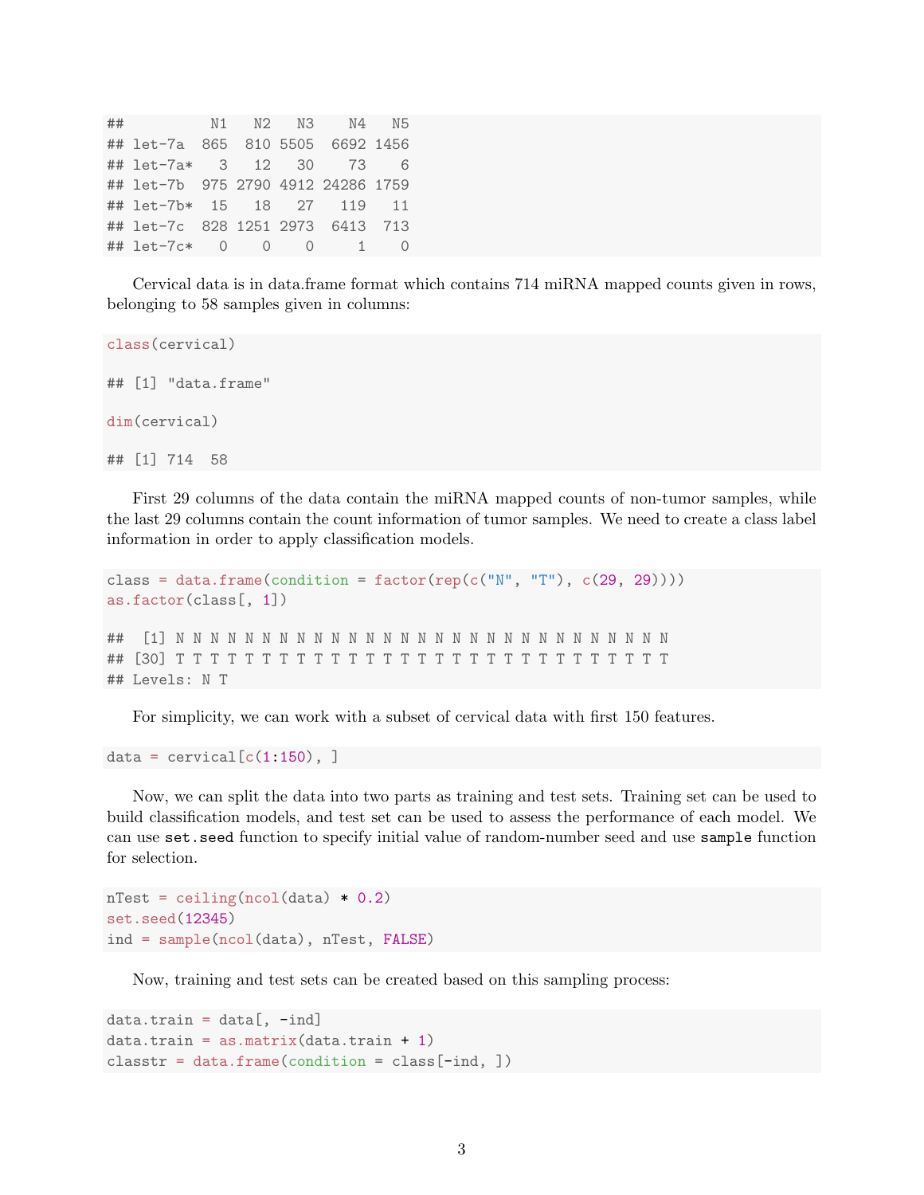```
##          N1   N2   N3    N4   N5
## let-7a  865  810 5505  6692 1456
## let-7a*   3   12   30    73    6
## let-7b  975 2790 4912 24286 1759
## let-7b*  15   18   27   119   11
## let-7c  828 1251 2973  6413  713
## let-7c*   0    0    0     1    0
```

Cervical data is in data.frame format which contains 714 miRNA mapped counts given in rows, belonging to 58 samples given in columns:

```
class(cervical)

## [1] "data.frame"

dim(cervical)

## [1] 714  58
```

First 29 columns of the data contain the miRNA mapped counts of non-tumor samples, while the last 29 columns contain the count information of tumor samples. We need to create a class label information in order to apply classification models.

```
class = data.frame(condition = factor(rep(c("N", "T"), c(29, 29))))
as.factor(class[, 1])

##  [1] N N N N N N N N N N N N N N N N N N N N N N N N N N N N N
## [30] T T T T T T T T T T T T T T T T T T T T T T T T T T T T T
## Levels: N T
```

For simplicity, we can work with a subset of cervical data with first 150 features.

```
data = cervical[c(1:150), ]
```

Now, we can split the data into two parts as training and test sets. Training set can be used to build classification models, and test set can be used to assess the performance of each model. We can use `set.seed` function to specify initial value of random-number seed and use `sample` function for selection.

```
nTest = ceiling(ncol(data) * 0.2)
set.seed(12345)
ind = sample(ncol(data), nTest, FALSE)
```

Now, training and test sets can be created based on this sampling process:

```
data.train = data[, -ind]
data.train = as.matrix(data.train + 1)
classtr = data.frame(condition = class[-ind, ])
```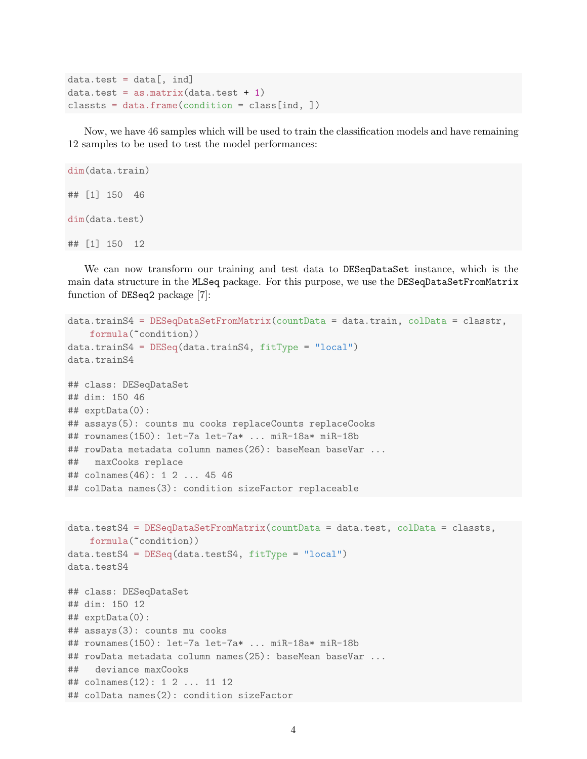```
data.test = data[, ind]
data.test = as.matrix(data.test + 1)
classts = data.frame(condition = class[ind, ])
```

Now, we have 46 samples which will be used to train the classification models and have remaining 12 samples to be used to test the model performances:

```
dim(data.train)

## [1] 150  46

dim(data.test)

## [1] 150  12
```

We can now transform our training and test data to `DESeqDataSet` instance, which is the main data structure in the `MLSeq` package. For this purpose, we use the `DESeqDataSetFromMatrix` function of `DESeq2` package [7]:

```
data.trainS4 = DESeqDataSetFromMatrix(countData = data.train, colData = classtr,
    formula(~condition))
data.trainS4 = DESeq(data.trainS4, fitType = "local")
data.trainS4

## class: DESeqDataSet
## dim: 150 46
## exptData(0):
## assays(5): counts mu cooks replaceCounts replaceCooks
## rownames(150): let-7a let-7a* ... miR-18a* miR-18b
## rowData metadata column names(26): baseMean baseVar ...
##   maxCooks replace
## colnames(46): 1 2 ... 45 46
## colData names(3): condition sizeFactor replaceable
```

```
data.testS4 = DESeqDataSetFromMatrix(countData = data.test, colData = classts,
    formula(~condition))
data.testS4 = DESeq(data.testS4, fitType = "local")
data.testS4

## class: DESeqDataSet
## dim: 150 12
## exptData(0):
## assays(3): counts mu cooks
## rownames(150): let-7a let-7a* ... miR-18a* miR-18b
## rowData metadata column names(25): baseMean baseVar ...
##   deviance maxCooks
## colnames(12): 1 2 ... 11 12
## colData names(2): condition sizeFactor
```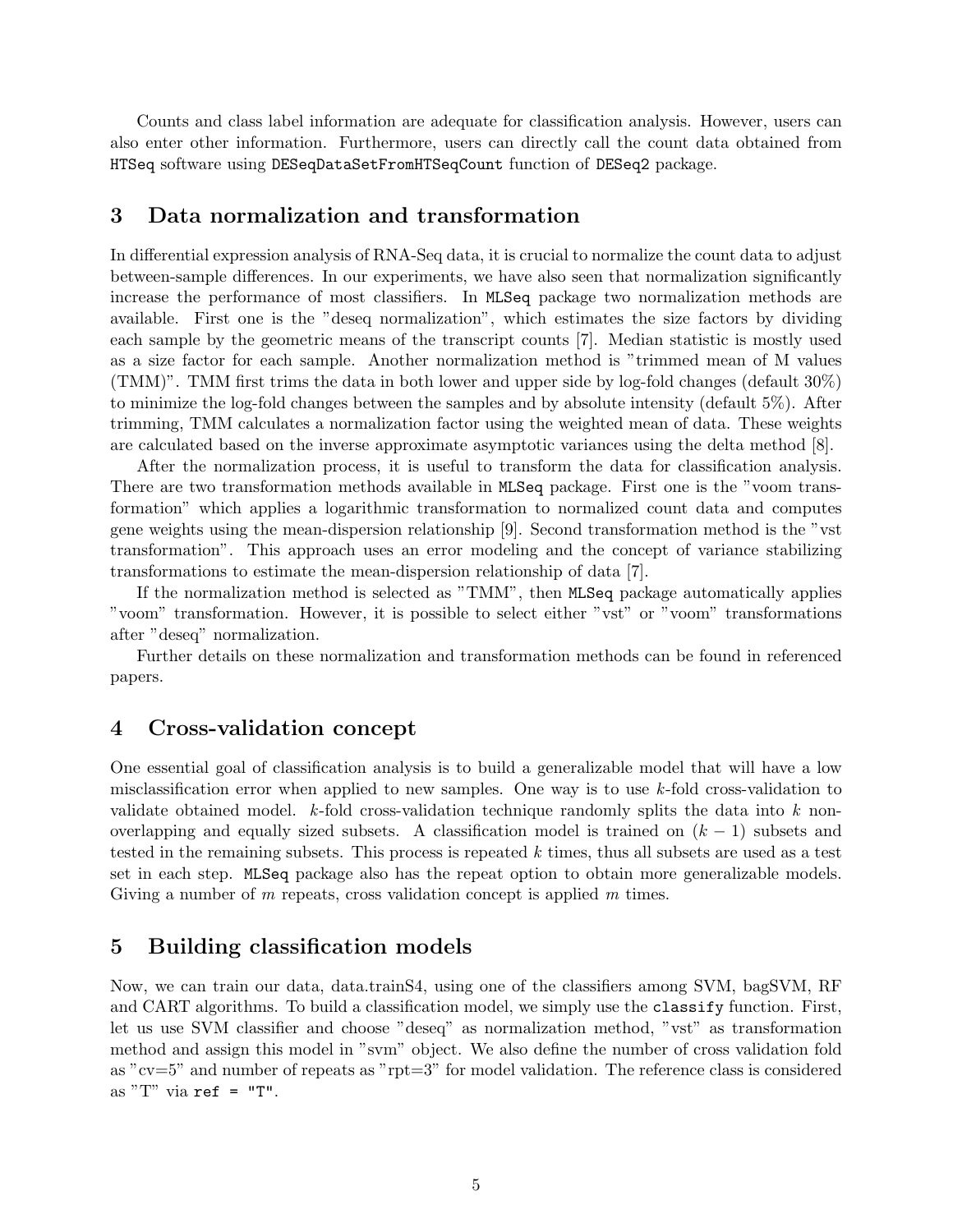Counts and class label information are adequate for classification analysis. However, users can also enter other information. Furthermore, users can directly call the count data obtained from `HTSeq` software using `DESeqDataSetFromHTSeqCount` function of `DESeq2` package.

## 3 Data normalization and transformation

In differential expression analysis of RNA-Seq data, it is crucial to normalize the count data to adjust between-sample differences. In our experiments, we have also seen that normalization significantly increase the performance of most classifiers. In `MLSeq` package two normalization methods are available. First one is the "deseq normalization", which estimates the size factors by dividing each sample by the geometric means of the transcript counts [7]. Median statistic is mostly used as a size factor for each sample. Another normalization method is "trimmed mean of M values (TMM)". TMM first trims the data in both lower and upper side by log-fold changes (default 30%) to minimize the log-fold changes between the samples and by absolute intensity (default 5%). After trimming, TMM calculates a normalization factor using the weighted mean of data. These weights are calculated based on the inverse approximate asymptotic variances using the delta method [8].

After the normalization process, it is useful to transform the data for classification analysis. There are two transformation methods available in `MLSeq` package. First one is the "voom transformation" which applies a logarithmic transformation to normalized count data and computes gene weights using the mean-dispersion relationship [9]. Second transformation method is the "vst transformation". This approach uses an error modeling and the concept of variance stabilizing transformations to estimate the mean-dispersion relationship of data [7].

If the normalization method is selected as "TMM", then `MLSeq` package automatically applies "voom" transformation. However, it is possible to select either "vst" or "voom" transformations after "deseq" normalization.

Further details on these normalization and transformation methods can be found in referenced papers.

## 4 Cross-validation concept

One essential goal of classification analysis is to build a generalizable model that will have a low misclassification error when applied to new samples. One way is to use $k$-fold cross-validation to validate obtained model. $k$-fold cross-validation technique randomly splits the data into $k$ non-overlapping and equally sized subsets. A classification model is trained on $(k-1)$ subsets and tested in the remaining subsets. This process is repeated $k$ times, thus all subsets are used as a test set in each step. `MLSeq` package also has the repeat option to obtain more generalizable models. Giving a number of $m$ repeats, cross validation concept is applied $m$ times.

## 5 Building classification models

Now, we can train our data, data.trainS4, using one of the classifiers among SVM, bagSVM, RF and CART algorithms. To build a classification model, we simply use the `classify` function. First, let us use SVM classifier and choose "deseq" as normalization method, "vst" as transformation method and assign this model in "svm" object. We also define the number of cross validation fold as "cv=5" and number of repeats as "rpt=3" for model validation. The reference class is considered as "T" via `ref = "T"`.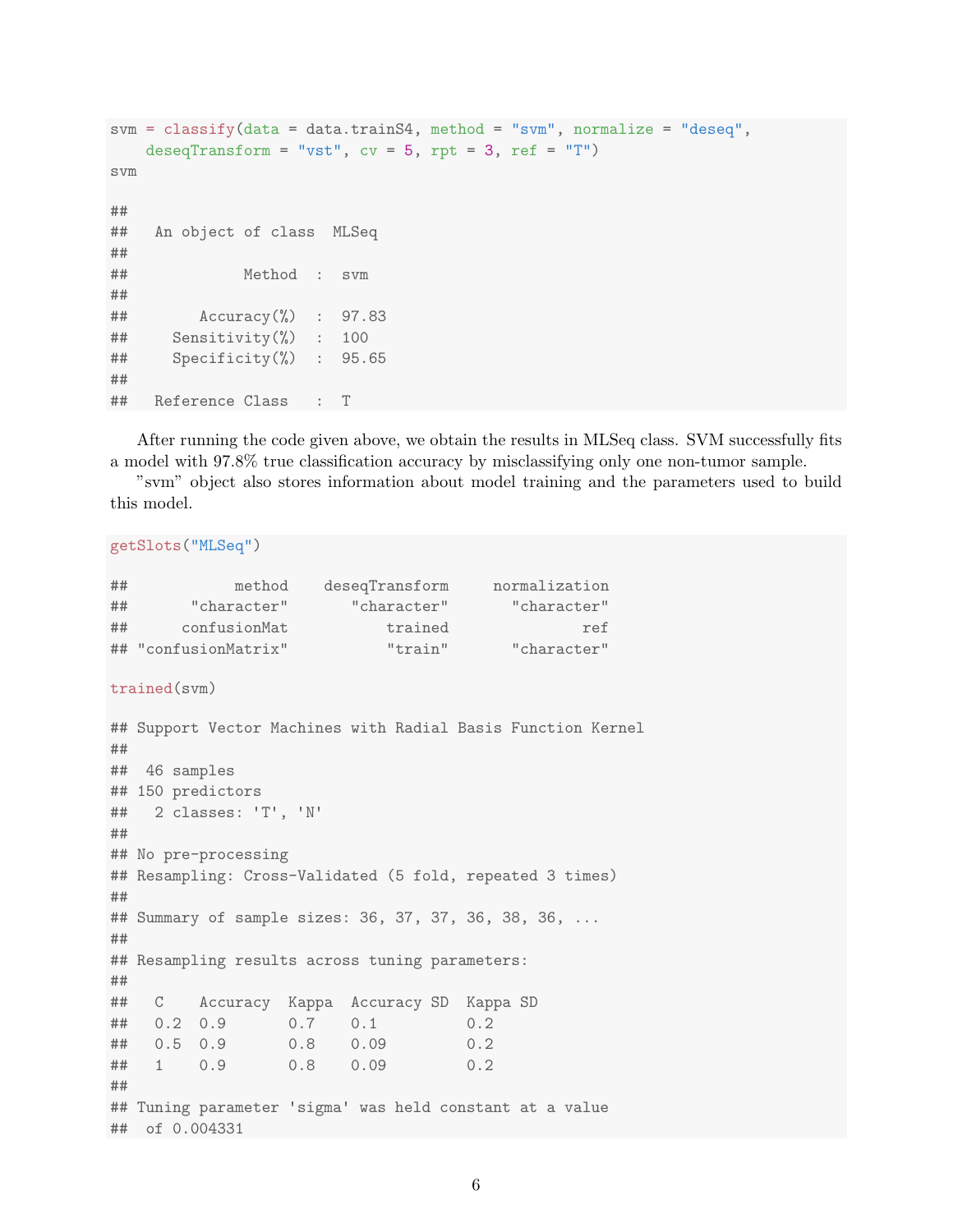```
svm = classify(data = data.trainS4, method = "svm", normalize = "deseq",
    deseqTransform = "vst", cv = 5, rpt = 3, ref = "T")
svm

##
##   An object of class  MLSeq
##
##             Method  :  svm
##
##        Accuracy(%)  :  97.83
##     Sensitivity(%)  :  100
##     Specificity(%)  :  95.65
##
##   Reference Class   :  T
```

After running the code given above, we obtain the results in MLSeq class. SVM successfully fits a model with 97.8% true classification accuracy by misclassifying only one non-tumor sample.

"svm" object also stores information about model training and the parameters used to build this model.

```
getSlots("MLSeq")

##            method    deseqTransform     normalization
##       "character"       "character"       "character"
##      confusionMat           trained               ref
## "confusionMatrix"           "train"       "character"

trained(svm)

## Support Vector Machines with Radial Basis Function Kernel
##
##  46 samples
## 150 predictors
##   2 classes: 'T', 'N'
##
## No pre-processing
## Resampling: Cross-Validated (5 fold, repeated 3 times)
##
## Summary of sample sizes: 36, 37, 37, 36, 38, 36, ...
##
## Resampling results across tuning parameters:
##
##   C    Accuracy  Kappa  Accuracy SD  Kappa SD
##   0.2  0.9       0.7    0.1          0.2
##   0.5  0.9       0.8    0.09         0.2
##   1    0.9       0.8    0.09         0.2
##
## Tuning parameter 'sigma' was held constant at a value
##  of 0.004331
```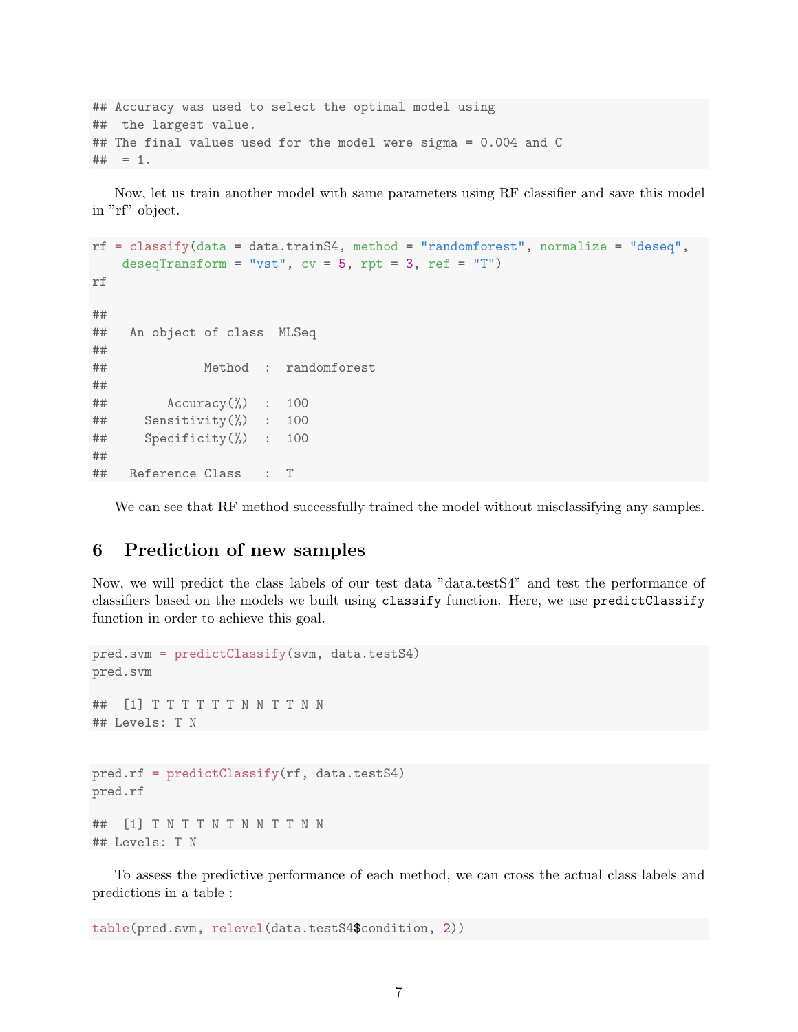```
## Accuracy was used to select the optimal model using
##  the largest value.
## The final values used for the model were sigma = 0.004 and C
##  = 1.
```

Now, let us train another model with same parameters using RF classifier and save this model in "rf" object.

```
rf = classify(data = data.trainS4, method = "randomforest", normalize = "deseq",
    deseqTransform = "vst", cv = 5, rpt = 3, ref = "T")
rf

##
##   An object of class  MLSeq
##
##             Method  :  randomforest
##
##        Accuracy(%)  :  100
##     Sensitivity(%)  :  100
##     Specificity(%)  :  100
##
##   Reference Class   :  T
```

We can see that RF method successfully trained the model without misclassifying any samples.

## 6 Prediction of new samples

Now, we will predict the class labels of our test data "data.testS4" and test the performance of classifiers based on the models we built using `classify` function. Here, we use `predictClassify` function in order to achieve this goal.

```
pred.svm = predictClassify(svm, data.testS4)
pred.svm

##  [1] T T T T T T N N T T N N
## Levels: T N
```

```
pred.rf = predictClassify(rf, data.testS4)
pred.rf

##  [1] T N T T N T N N T T N N
## Levels: T N
```

To assess the predictive performance of each method, we can cross the actual class labels and predictions in a table :

```
table(pred.svm, relevel(data.testS4$condition, 2))
```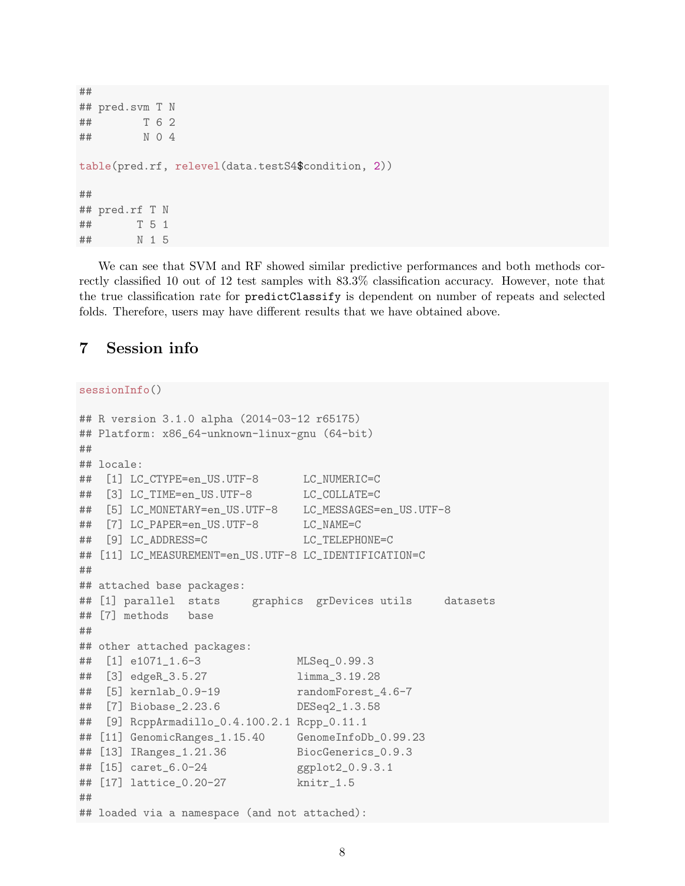```
##
## pred.svm T N
##        T 6 2
##        N 0 4

table(pred.rf, relevel(data.testS4$condition, 2))

##
## pred.rf T N
##       T 5 1
##       N 1 5
```

We can see that SVM and RF showed similar predictive performances and both methods correctly classified 10 out of 12 test samples with 83.3% classification accuracy. However, note that the true classification rate for `predictClassify` is dependent on number of repeats and selected folds. Therefore, users may have different results that we have obtained above.

# 7 Session info

```
sessionInfo()

## R version 3.1.0 alpha (2014-03-12 r65175)
## Platform: x86_64-unknown-linux-gnu (64-bit)
##
## locale:
##  [1] LC_CTYPE=en_US.UTF-8       LC_NUMERIC=C
##  [3] LC_TIME=en_US.UTF-8        LC_COLLATE=C
##  [5] LC_MONETARY=en_US.UTF-8    LC_MESSAGES=en_US.UTF-8
##  [7] LC_PAPER=en_US.UTF-8       LC_NAME=C
##  [9] LC_ADDRESS=C               LC_TELEPHONE=C
## [11] LC_MEASUREMENT=en_US.UTF-8 LC_IDENTIFICATION=C
##
## attached base packages:
## [1] parallel  stats     graphics  grDevices utils     datasets
## [7] methods   base
##
## other attached packages:
##  [1] e1071_1.6-3               MLSeq_0.99.3
##  [3] edgeR_3.5.27              limma_3.19.28
##  [5] kernlab_0.9-19            randomForest_4.6-7
##  [7] Biobase_2.23.6            DESeq2_1.3.58
##  [9] RcppArmadillo_0.4.100.2.1 Rcpp_0.11.1
## [11] GenomicRanges_1.15.40     GenomeInfoDb_0.99.23
## [13] IRanges_1.21.36           BiocGenerics_0.9.3
## [15] caret_6.0-24              ggplot2_0.9.3.1
## [17] lattice_0.20-27           knitr_1.5
##
## loaded via a namespace (and not attached):
```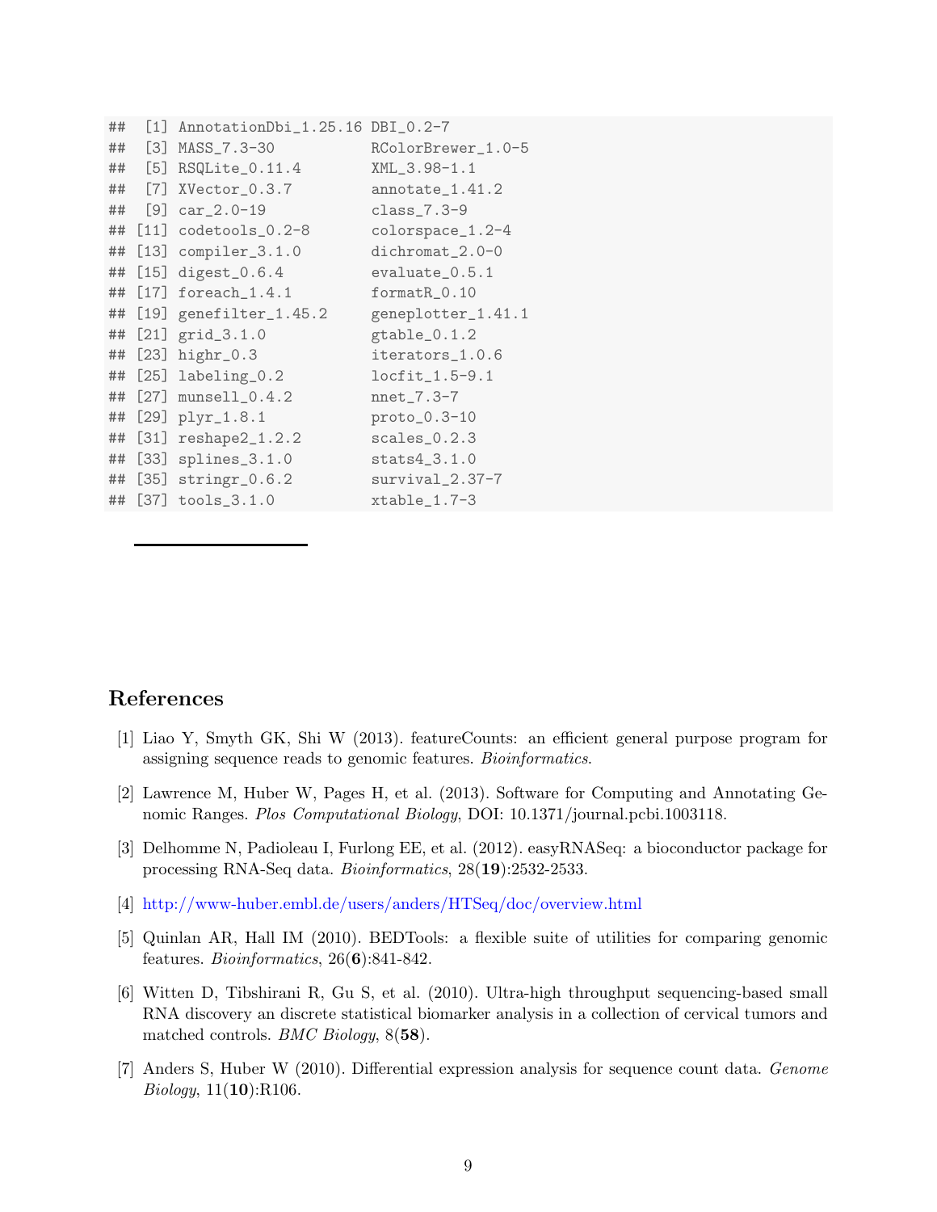```
##  [1] AnnotationDbi_1.25.16 DBI_0.2-7
##  [3] MASS_7.3-30           RColorBrewer_1.0-5
##  [5] RSQLite_0.11.4        XML_3.98-1.1
##  [7] XVector_0.3.7         annotate_1.41.2
##  [9] car_2.0-19            class_7.3-9
## [11] codetools_0.2-8       colorspace_1.2-4
## [13] compiler_3.1.0        dichromat_2.0-0
## [15] digest_0.6.4          evaluate_0.5.1
## [17] foreach_1.4.1         formatR_0.10
## [19] genefilter_1.45.2     geneplotter_1.41.1
## [21] grid_3.1.0            gtable_0.1.2
## [23] highr_0.3             iterators_1.0.6
## [25] labeling_0.2          locfit_1.5-9.1
## [27] munsell_0.4.2         nnet_7.3-7
## [29] plyr_1.8.1            proto_0.3-10
## [31] reshape2_1.2.2        scales_0.2.3
## [33] splines_3.1.0         stats4_3.1.0
## [35] stringr_0.6.2         survival_2.37-7
## [37] tools_3.1.0           xtable_1.7-3
```

---

## References

[1] Liao Y, Smyth GK, Shi W (2013). featureCounts: an efficient general purpose program for assigning sequence reads to genomic features. *Bioinformatics*.

[2] Lawrence M, Huber W, Pages H, et al. (2013). Software for Computing and Annotating Genomic Ranges. *Plos Computational Biology*, DOI: 10.1371/journal.pcbi.1003118.

[3] Delhomme N, Padioleau I, Furlong EE, et al. (2012). easyRNASeq: a bioconductor package for processing RNA-Seq data. *Bioinformatics*, 28(**19**):2532-2533.

[4] http://www-huber.embl.de/users/anders/HTSeq/doc/overview.html

[5] Quinlan AR, Hall IM (2010). BEDTools: a flexible suite of utilities for comparing genomic features. *Bioinformatics*, 26(**6**):841-842.

[6] Witten D, Tibshirani R, Gu S, et al. (2010). Ultra-high throughput sequencing-based small RNA discovery an discrete statistical biomarker analysis in a collection of cervical tumors and matched controls. *BMC Biology*, 8(**58**).

[7] Anders S, Huber W (2010). Differential expression analysis for sequence count data. *Genome Biology*, 11(**10**):R106.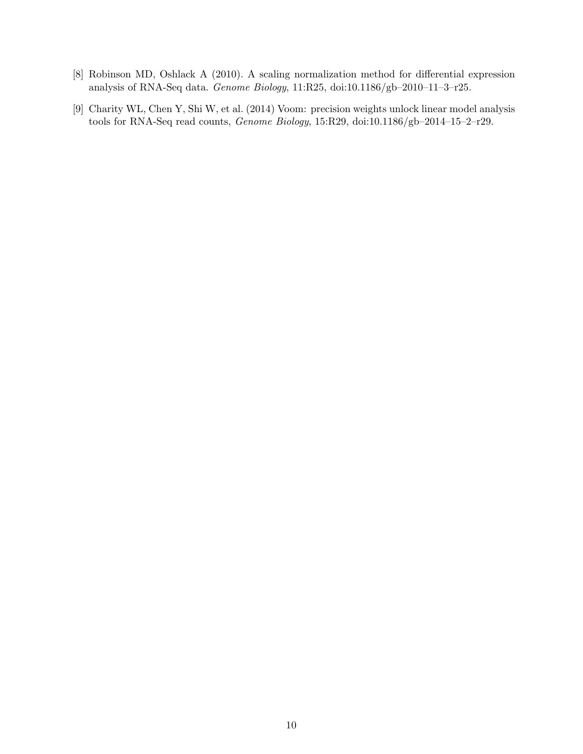[8] Robinson MD, Oshlack A (2010). A scaling normalization method for differential expression analysis of RNA-Seq data. *Genome Biology*, 11:R25, doi:10.1186/gb–2010–11–3–r25.

[9] Charity WL, Chen Y, Shi W, et al. (2014) Voom: precision weights unlock linear model analysis tools for RNA-Seq read counts, *Genome Biology*, 15:R29, doi:10.1186/gb–2014–15–2–r29.